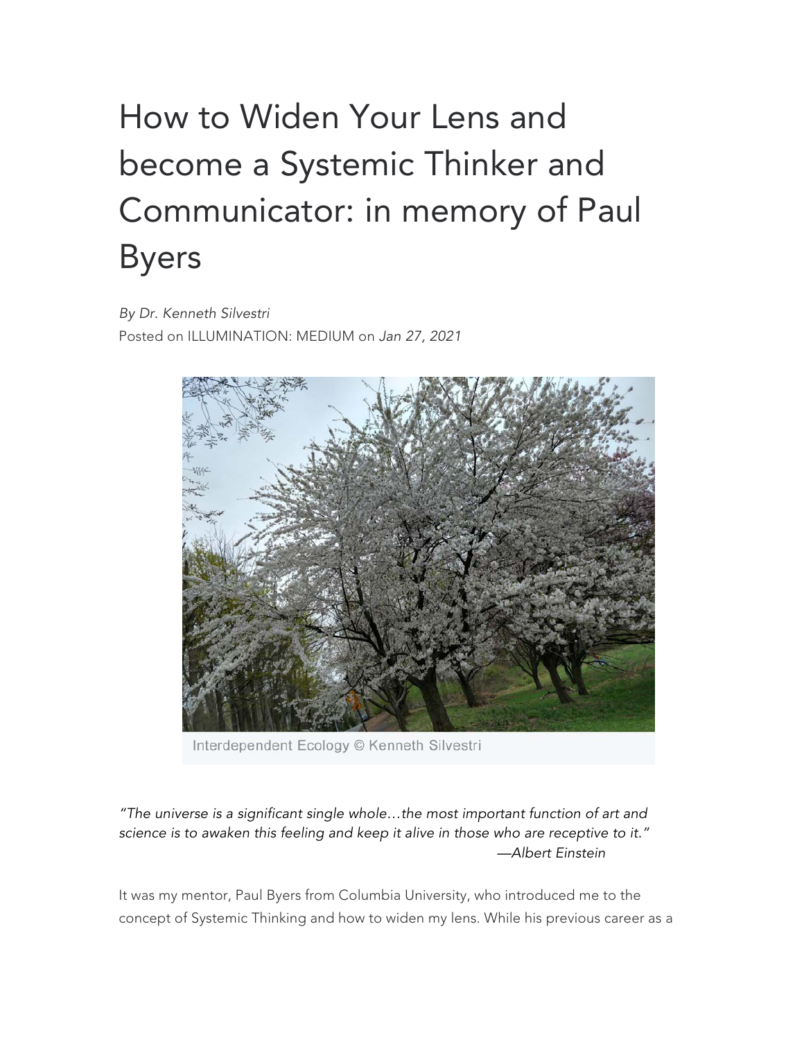# How to Widen Your Lens and become a Systemic Thinker and Communicator: in memory of Paul Byers

*By Dr. Kenneth Silvestri*
Posted on ILLUMINATION: MEDIUM on *Jan 27, 2021*

Interdependent Ecology © Kenneth Silvestri

*"The universe is a significant single whole…the most important function of art and science is to awaken this feeling and keep it alive in those who are receptive to it."*
*—Albert Einstein*

It was my mentor, Paul Byers from Columbia University, who introduced me to the concept of Systemic Thinking and how to widen my lens. While his previous career as a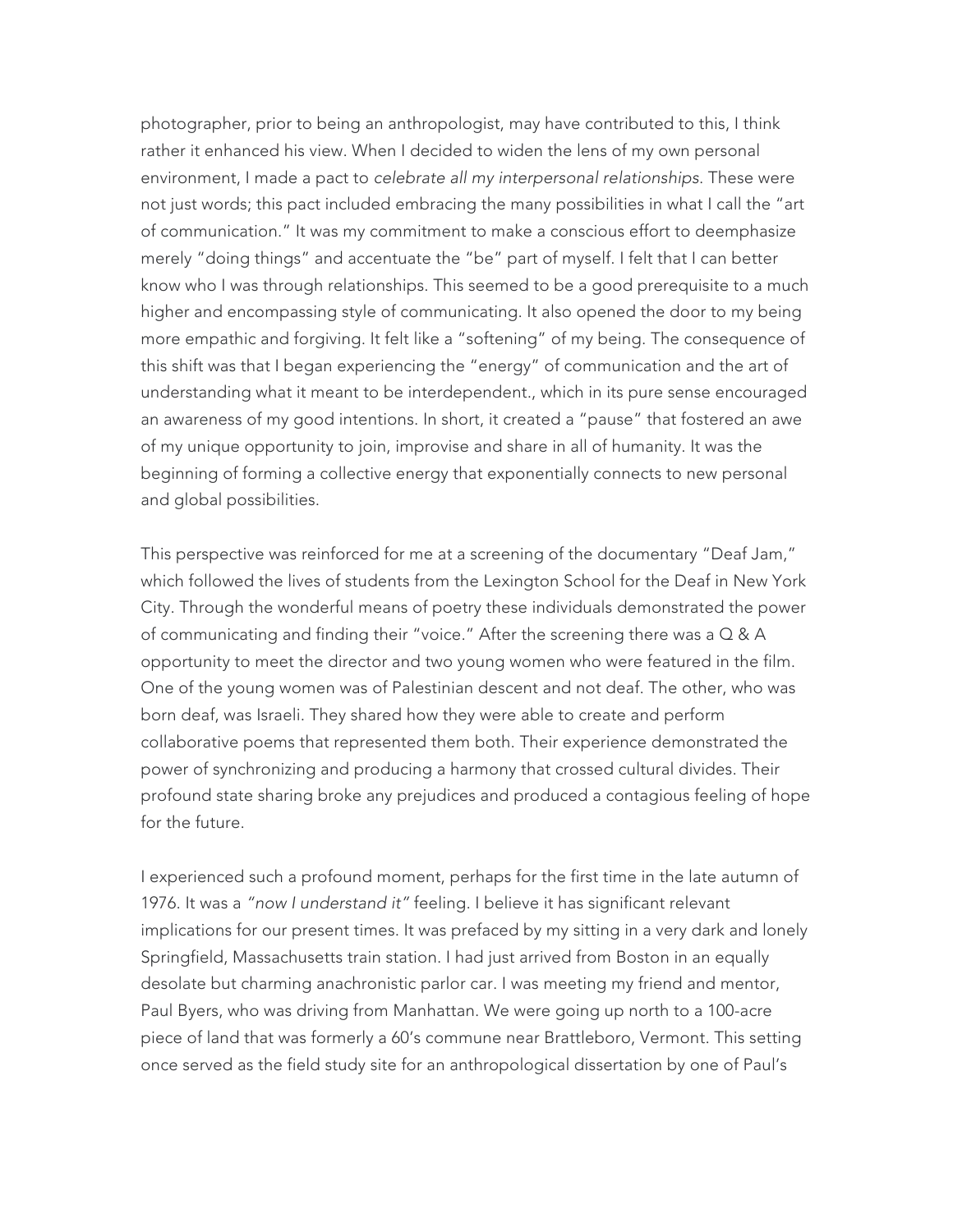photographer, prior to being an anthropologist, may have contributed to this, I think rather it enhanced his view. When I decided to widen the lens of my own personal environment, I made a pact to *celebrate all my interpersonal relationships.* These were not just words; this pact included embracing the many possibilities in what I call the "art of communication." It was my commitment to make a conscious effort to deemphasize merely "doing things" and accentuate the "be" part of myself. I felt that I can better know who I was through relationships. This seemed to be a good prerequisite to a much higher and encompassing style of communicating. It also opened the door to my being more empathic and forgiving. It felt like a "softening" of my being. The consequence of this shift was that I began experiencing the "energy" of communication and the art of understanding what it meant to be interdependent., which in its pure sense encouraged an awareness of my good intentions. In short, it created a "pause" that fostered an awe of my unique opportunity to join, improvise and share in all of humanity. It was the beginning of forming a collective energy that exponentially connects to new personal and global possibilities.

This perspective was reinforced for me at a screening of the documentary "Deaf Jam," which followed the lives of students from the Lexington School for the Deaf in New York City. Through the wonderful means of poetry these individuals demonstrated the power of communicating and finding their "voice." After the screening there was a Q & A opportunity to meet the director and two young women who were featured in the film. One of the young women was of Palestinian descent and not deaf. The other, who was born deaf, was Israeli. They shared how they were able to create and perform collaborative poems that represented them both. Their experience demonstrated the power of synchronizing and producing a harmony that crossed cultural divides. Their profound state sharing broke any prejudices and produced a contagious feeling of hope for the future.

I experienced such a profound moment, perhaps for the first time in the late autumn of 1976. It was a *"now I understand it"* feeling. I believe it has significant relevant implications for our present times. It was prefaced by my sitting in a very dark and lonely Springfield, Massachusetts train station. I had just arrived from Boston in an equally desolate but charming anachronistic parlor car. I was meeting my friend and mentor, Paul Byers, who was driving from Manhattan. We were going up north to a 100-acre piece of land that was formerly a 60's commune near Brattleboro, Vermont. This setting once served as the field study site for an anthropological dissertation by one of Paul's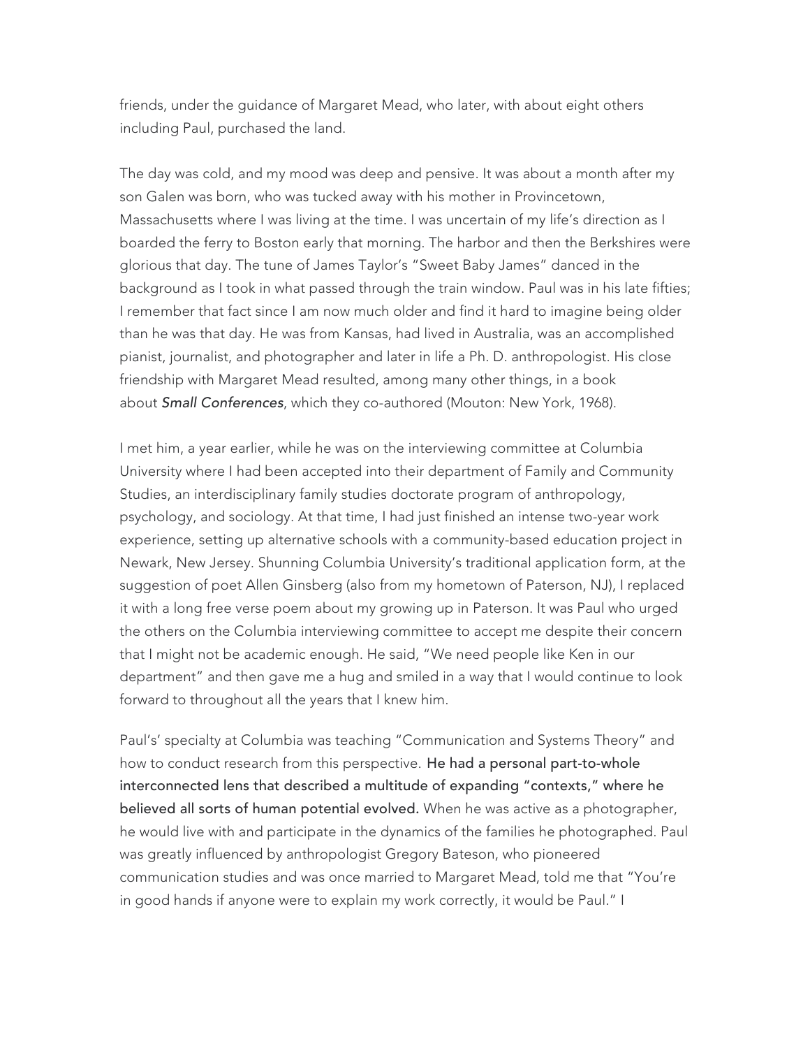friends, under the guidance of Margaret Mead, who later, with about eight others including Paul, purchased the land.

The day was cold, and my mood was deep and pensive. It was about a month after my son Galen was born, who was tucked away with his mother in Provincetown, Massachusetts where I was living at the time. I was uncertain of my life's direction as I boarded the ferry to Boston early that morning. The harbor and then the Berkshires were glorious that day. The tune of James Taylor's "Sweet Baby James" danced in the background as I took in what passed through the train window. Paul was in his late fifties; I remember that fact since I am now much older and find it hard to imagine being older than he was that day. He was from Kansas, had lived in Australia, was an accomplished pianist, journalist, and photographer and later in life a Ph. D. anthropologist. His close friendship with Margaret Mead resulted, among many other things, in a book about ***Small Conferences***, which they co-authored (Mouton: New York, 1968).

I met him, a year earlier, while he was on the interviewing committee at Columbia University where I had been accepted into their department of Family and Community Studies, an interdisciplinary family studies doctorate program of anthropology, psychology, and sociology. At that time, I had just finished an intense two-year work experience, setting up alternative schools with a community-based education project in Newark, New Jersey. Shunning Columbia University's traditional application form, at the suggestion of poet Allen Ginsberg (also from my hometown of Paterson, NJ), I replaced it with a long free verse poem about my growing up in Paterson. It was Paul who urged the others on the Columbia interviewing committee to accept me despite their concern that I might not be academic enough. He said, "We need people like Ken in our department" and then gave me a hug and smiled in a way that I would continue to look forward to throughout all the years that I knew him.

Paul's' specialty at Columbia was teaching "Communication and Systems Theory" and how to conduct research from this perspective. **He had a personal part-to-whole interconnected lens that described a multitude of expanding "contexts," where he believed all sorts of human potential evolved.** When he was active as a photographer, he would live with and participate in the dynamics of the families he photographed. Paul was greatly influenced by anthropologist Gregory Bateson, who pioneered communication studies and was once married to Margaret Mead, told me that "You're in good hands if anyone were to explain my work correctly, it would be Paul." I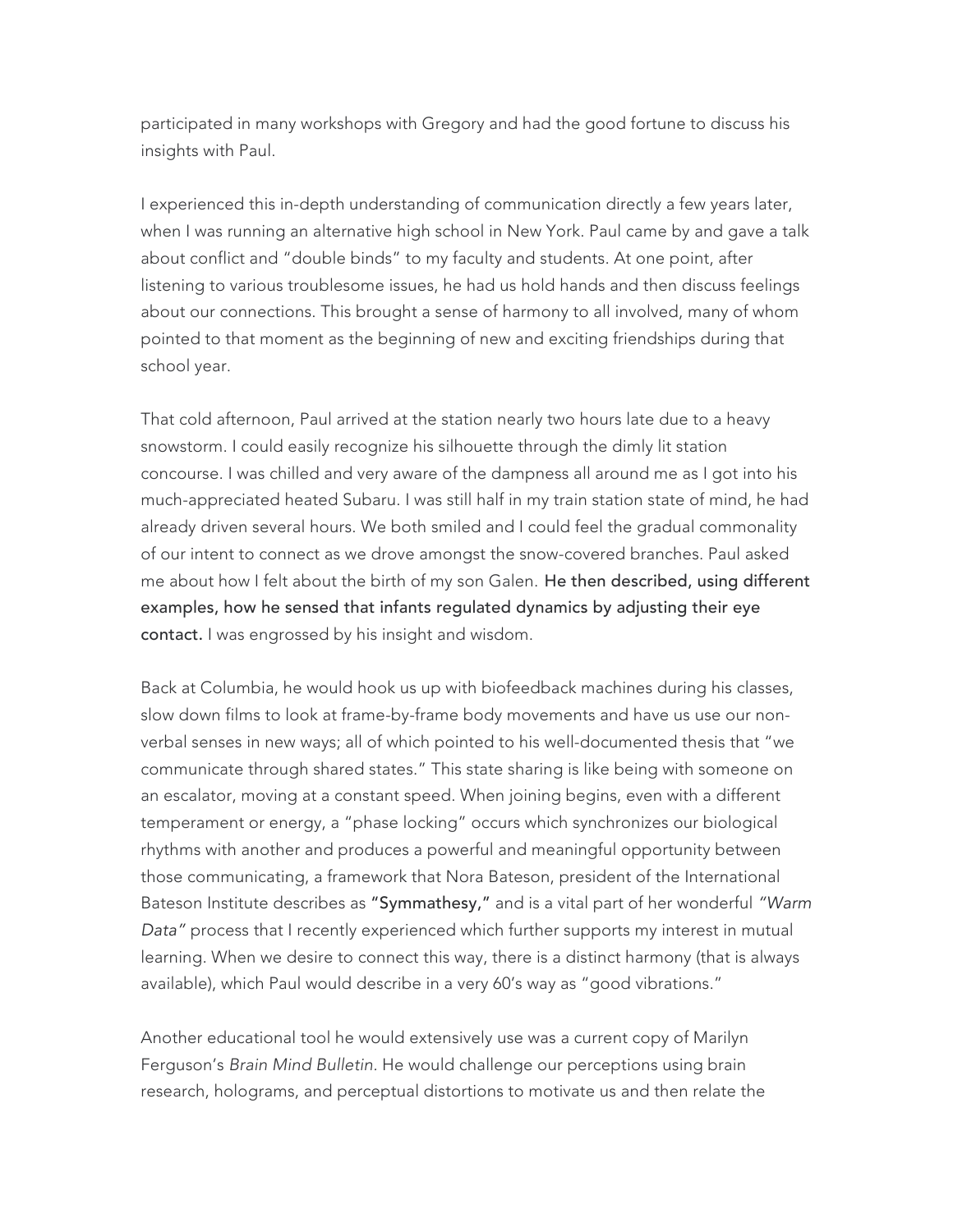participated in many workshops with Gregory and had the good fortune to discuss his insights with Paul.

I experienced this in-depth understanding of communication directly a few years later, when I was running an alternative high school in New York. Paul came by and gave a talk about conflict and "double binds" to my faculty and students. At one point, after listening to various troublesome issues, he had us hold hands and then discuss feelings about our connections. This brought a sense of harmony to all involved, many of whom pointed to that moment as the beginning of new and exciting friendships during that school year.

That cold afternoon, Paul arrived at the station nearly two hours late due to a heavy snowstorm. I could easily recognize his silhouette through the dimly lit station concourse. I was chilled and very aware of the dampness all around me as I got into his much-appreciated heated Subaru. I was still half in my train station state of mind, he had already driven several hours. We both smiled and I could feel the gradual commonality of our intent to connect as we drove amongst the snow-covered branches. Paul asked me about how I felt about the birth of my son Galen. **He then described, using different examples, how he sensed that infants regulated dynamics by adjusting their eye contact.** I was engrossed by his insight and wisdom.

Back at Columbia, he would hook us up with biofeedback machines during his classes, slow down films to look at frame-by-frame body movements and have us use our non-verbal senses in new ways; all of which pointed to his well-documented thesis that "we communicate through shared states." This state sharing is like being with someone on an escalator, moving at a constant speed. When joining begins, even with a different temperament or energy, a "phase locking" occurs which synchronizes our biological rhythms with another and produces a powerful and meaningful opportunity between those communicating, a framework that Nora Bateson, president of the International Bateson Institute describes as **"Symmathesy,"** and is a vital part of her wonderful *"Warm Data"* process that I recently experienced which further supports my interest in mutual learning. When we desire to connect this way, there is a distinct harmony (that is always available), which Paul would describe in a very 60's way as "good vibrations."

Another educational tool he would extensively use was a current copy of Marilyn Ferguson's *Brain Mind Bulletin.* He would challenge our perceptions using brain research, holograms, and perceptual distortions to motivate us and then relate the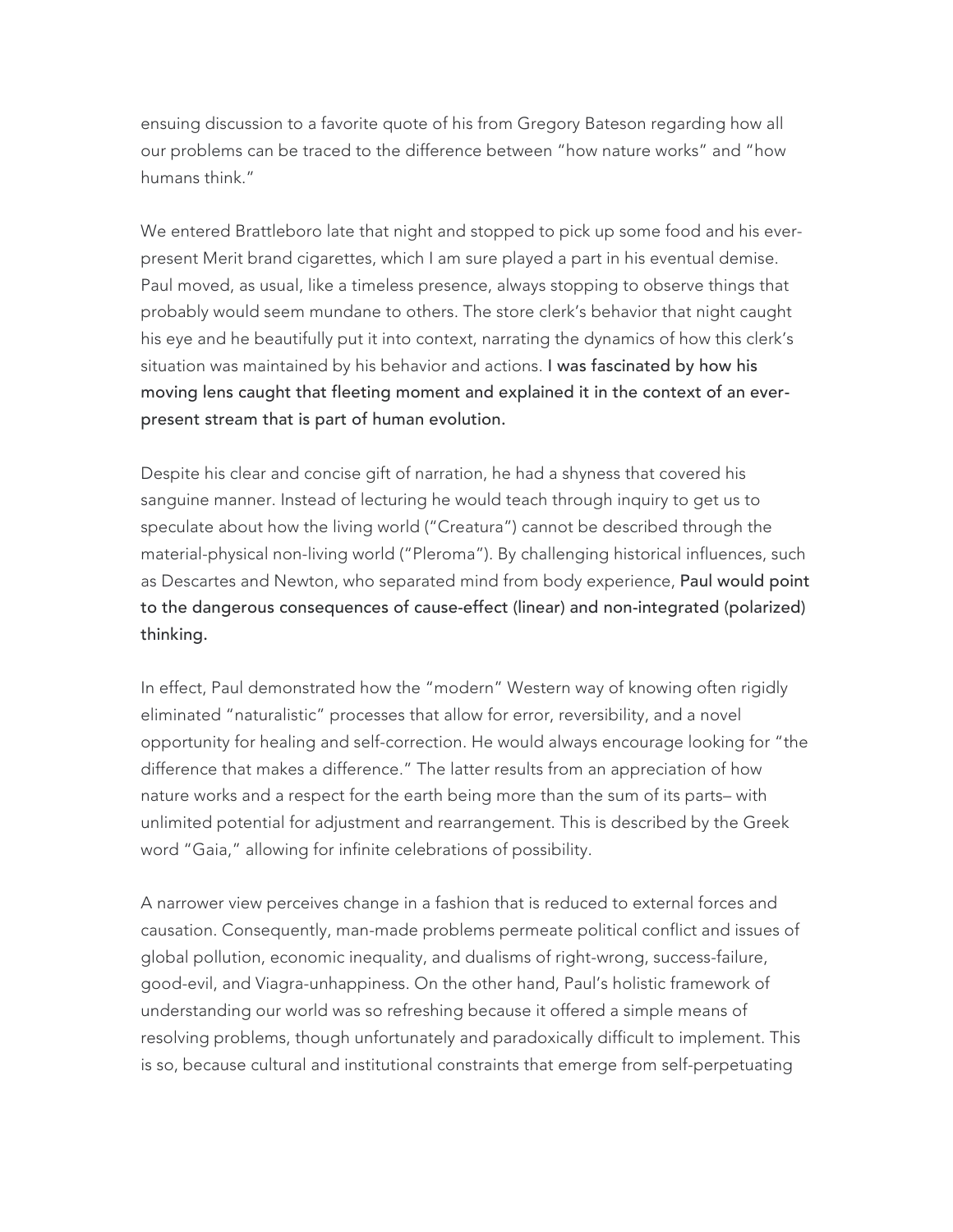ensuing discussion to a favorite quote of his from Gregory Bateson regarding how all our problems can be traced to the difference between "how nature works" and "how humans think."

We entered Brattleboro late that night and stopped to pick up some food and his ever-present Merit brand cigarettes, which I am sure played a part in his eventual demise. Paul moved, as usual, like a timeless presence, always stopping to observe things that probably would seem mundane to others. The store clerk's behavior that night caught his eye and he beautifully put it into context, narrating the dynamics of how this clerk's situation was maintained by his behavior and actions. **I was fascinated by how his moving lens caught that fleeting moment and explained it in the context of an ever-present stream that is part of human evolution.**

Despite his clear and concise gift of narration, he had a shyness that covered his sanguine manner. Instead of lecturing he would teach through inquiry to get us to speculate about how the living world ("Creatura") cannot be described through the material-physical non-living world ("Pleroma"). By challenging historical influences, such as Descartes and Newton, who separated mind from body experience, **Paul would point to the dangerous consequences of cause-effect (linear) and non-integrated (polarized) thinking.**

In effect, Paul demonstrated how the "modern" Western way of knowing often rigidly eliminated "naturalistic" processes that allow for error, reversibility, and a novel opportunity for healing and self-correction. He would always encourage looking for "the difference that makes a difference." The latter results from an appreciation of how nature works and a respect for the earth being more than the sum of its parts– with unlimited potential for adjustment and rearrangement. This is described by the Greek word "Gaia," allowing for infinite celebrations of possibility.

A narrower view perceives change in a fashion that is reduced to external forces and causation. Consequently, man-made problems permeate political conflict and issues of global pollution, economic inequality, and dualisms of right-wrong, success-failure, good-evil, and Viagra-unhappiness. On the other hand, Paul's holistic framework of understanding our world was so refreshing because it offered a simple means of resolving problems, though unfortunately and paradoxically difficult to implement. This is so, because cultural and institutional constraints that emerge from self-perpetuating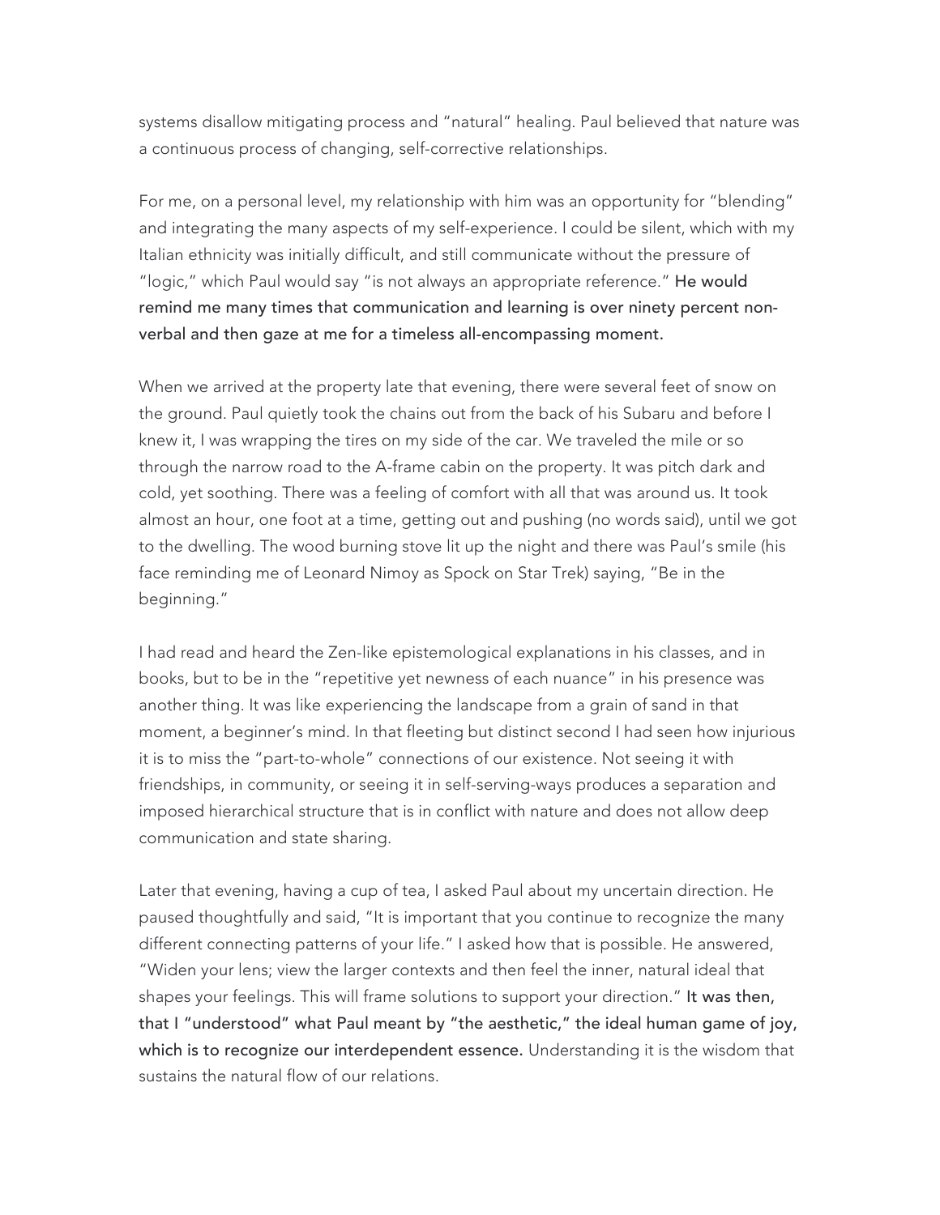systems disallow mitigating process and "natural" healing. Paul believed that nature was a continuous process of changing, self-corrective relationships.

For me, on a personal level, my relationship with him was an opportunity for "blending" and integrating the many aspects of my self-experience. I could be silent, which with my Italian ethnicity was initially difficult, and still communicate without the pressure of "logic," which Paul would say "is not always an appropriate reference." **He would remind me many times that communication and learning is over ninety percent non-verbal and then gaze at me for a timeless all-encompassing moment.**

When we arrived at the property late that evening, there were several feet of snow on the ground. Paul quietly took the chains out from the back of his Subaru and before I knew it, I was wrapping the tires on my side of the car. We traveled the mile or so through the narrow road to the A-frame cabin on the property. It was pitch dark and cold, yet soothing. There was a feeling of comfort with all that was around us. It took almost an hour, one foot at a time, getting out and pushing (no words said), until we got to the dwelling. The wood burning stove lit up the night and there was Paul's smile (his face reminding me of Leonard Nimoy as Spock on Star Trek) saying, "Be in the beginning."

I had read and heard the Zen-like epistemological explanations in his classes, and in books, but to be in the "repetitive yet newness of each nuance" in his presence was another thing. It was like experiencing the landscape from a grain of sand in that moment, a beginner's mind. In that fleeting but distinct second I had seen how injurious it is to miss the "part-to-whole" connections of our existence. Not seeing it with friendships, in community, or seeing it in self-serving-ways produces a separation and imposed hierarchical structure that is in conflict with nature and does not allow deep communication and state sharing.

Later that evening, having a cup of tea, I asked Paul about my uncertain direction. He paused thoughtfully and said, "It is important that you continue to recognize the many different connecting patterns of your life." I asked how that is possible. He answered, "Widen your lens; view the larger contexts and then feel the inner, natural ideal that shapes your feelings. This will frame solutions to support your direction." **It was then, that I "understood" what Paul meant by "the aesthetic," the ideal human game of joy, which is to recognize our interdependent essence.** Understanding it is the wisdom that sustains the natural flow of our relations.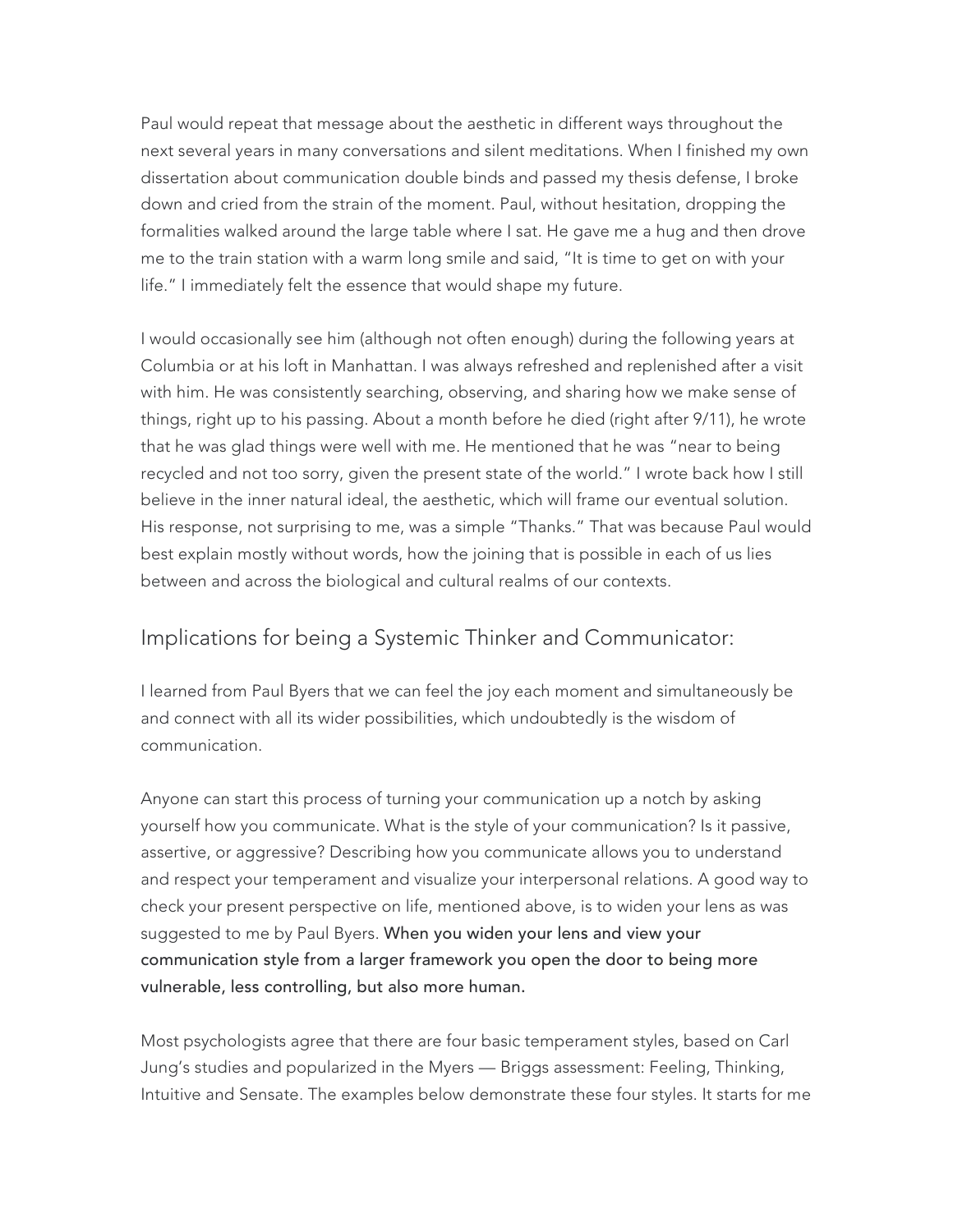Paul would repeat that message about the aesthetic in different ways throughout the next several years in many conversations and silent meditations. When I finished my own dissertation about communication double binds and passed my thesis defense, I broke down and cried from the strain of the moment. Paul, without hesitation, dropping the formalities walked around the large table where I sat. He gave me a hug and then drove me to the train station with a warm long smile and said, "It is time to get on with your life." I immediately felt the essence that would shape my future.

I would occasionally see him (although not often enough) during the following years at Columbia or at his loft in Manhattan. I was always refreshed and replenished after a visit with him. He was consistently searching, observing, and sharing how we make sense of things, right up to his passing. About a month before he died (right after 9/11), he wrote that he was glad things were well with me. He mentioned that he was "near to being recycled and not too sorry, given the present state of the world." I wrote back how I still believe in the inner natural ideal, the aesthetic, which will frame our eventual solution. His response, not surprising to me, was a simple "Thanks." That was because Paul would best explain mostly without words, how the joining that is possible in each of us lies between and across the biological and cultural realms of our contexts.

## Implications for being a Systemic Thinker and Communicator:

I learned from Paul Byers that we can feel the joy each moment and simultaneously be and connect with all its wider possibilities, which undoubtedly is the wisdom of communication.

Anyone can start this process of turning your communication up a notch by asking yourself how you communicate. What is the style of your communication? Is it passive, assertive, or aggressive? Describing how you communicate allows you to understand and respect your temperament and visualize your interpersonal relations. A good way to check your present perspective on life, mentioned above, is to widen your lens as was suggested to me by Paul Byers. **When you widen your lens and view your communication style from a larger framework you open the door to being more vulnerable, less controlling, but also more human.**

Most psychologists agree that there are four basic temperament styles, based on Carl Jung's studies and popularized in the Myers — Briggs assessment: Feeling, Thinking, Intuitive and Sensate. The examples below demonstrate these four styles. It starts for me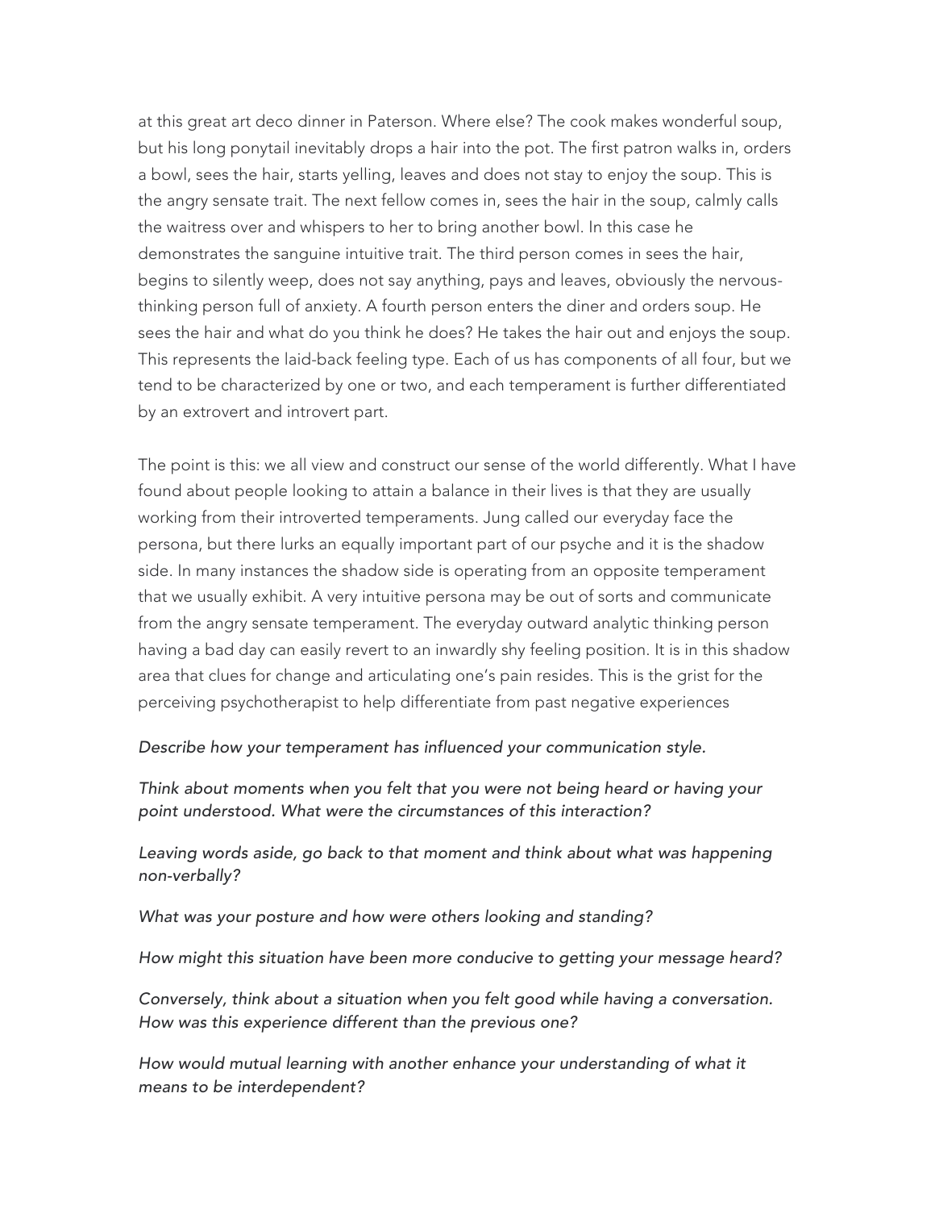at this great art deco dinner in Paterson. Where else? The cook makes wonderful soup, but his long ponytail inevitably drops a hair into the pot. The first patron walks in, orders a bowl, sees the hair, starts yelling, leaves and does not stay to enjoy the soup. This is the angry sensate trait. The next fellow comes in, sees the hair in the soup, calmly calls the waitress over and whispers to her to bring another bowl. In this case he demonstrates the sanguine intuitive trait. The third person comes in sees the hair, begins to silently weep, does not say anything, pays and leaves, obviously the nervous-thinking person full of anxiety. A fourth person enters the diner and orders soup. He sees the hair and what do you think he does? He takes the hair out and enjoys the soup. This represents the laid-back feeling type. Each of us has components of all four, but we tend to be characterized by one or two, and each temperament is further differentiated by an extrovert and introvert part.

The point is this: we all view and construct our sense of the world differently. What I have found about people looking to attain a balance in their lives is that they are usually working from their introverted temperaments. Jung called our everyday face the persona, but there lurks an equally important part of our psyche and it is the shadow side. In many instances the shadow side is operating from an opposite temperament that we usually exhibit. A very intuitive persona may be out of sorts and communicate from the angry sensate temperament. The everyday outward analytic thinking person having a bad day can easily revert to an inwardly shy feeling position. It is in this shadow area that clues for change and articulating one's pain resides. This is the grist for the perceiving psychotherapist to help differentiate from past negative experiences

*Describe how your temperament has influenced your communication style.*

*Think about moments when you felt that you were not being heard or having your point understood. What were the circumstances of this interaction?*

*Leaving words aside, go back to that moment and think about what was happening non-verbally?*

*What was your posture and how were others looking and standing?*

*How might this situation have been more conducive to getting your message heard?*

*Conversely, think about a situation when you felt good while having a conversation. How was this experience different than the previous one?*

*How would mutual learning with another enhance your understanding of what it means to be interdependent?*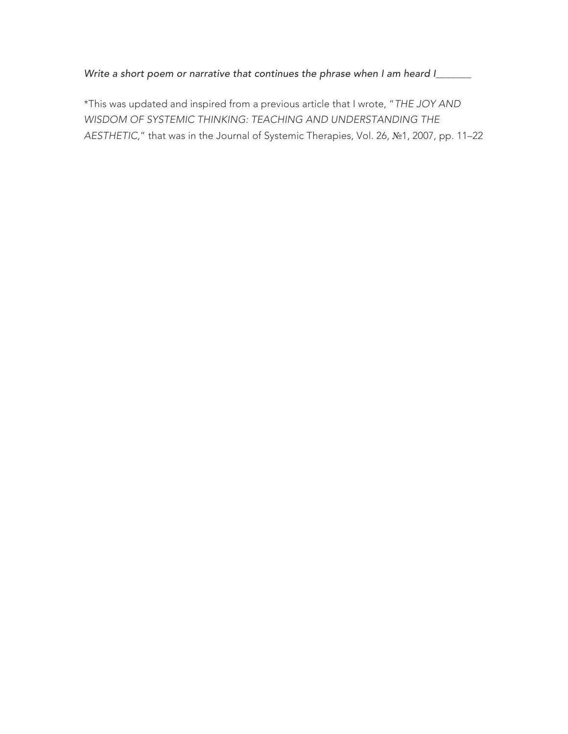*Write a short poem or narrative that continues the phrase when I am heard I_______*

*This was updated and inspired from a previous article that I wrote, "*THE JOY AND WISDOM OF SYSTEMIC THINKING: TEACHING AND UNDERSTANDING THE AESTHETIC,*" that was in the Journal of Systemic Therapies, Vol. 26, №1, 2007, pp. 11–22